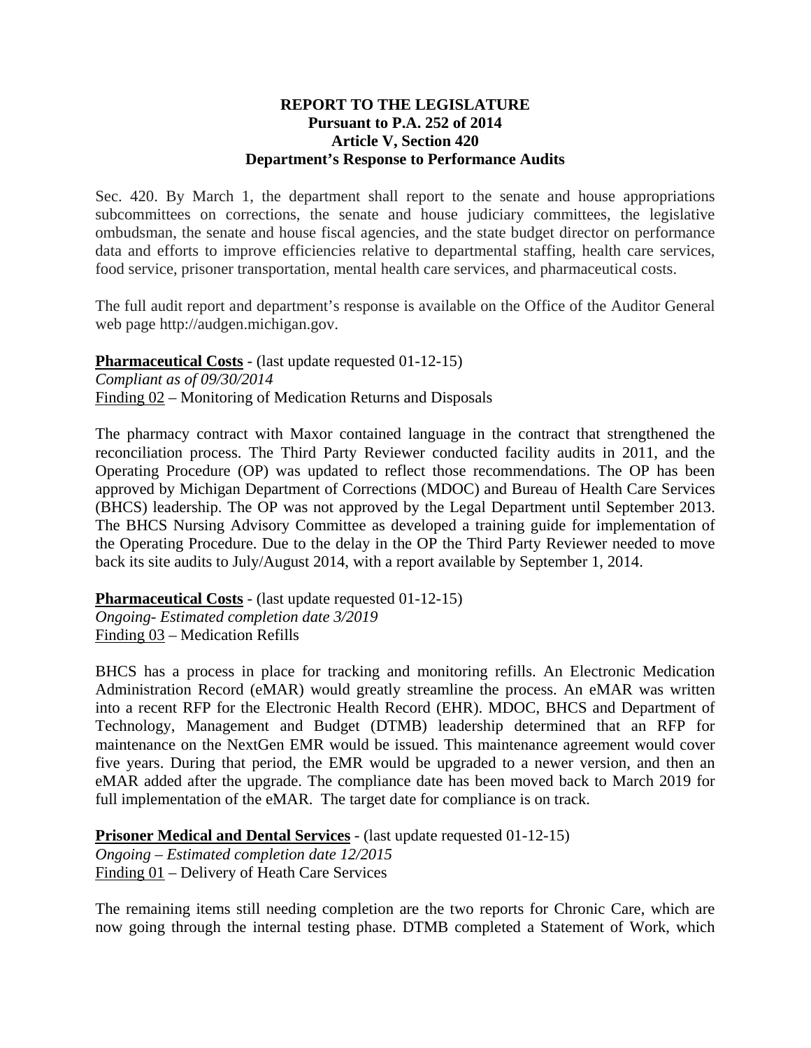**REPORT TO THE LEGISLATURE**
**Pursuant to P.A. 252 of 2014**
**Article V, Section 420**
**Department's Response to Performance Audits**

Sec. 420. By March 1, the department shall report to the senate and house appropriations subcommittees on corrections, the senate and house judiciary committees, the legislative ombudsman, the senate and house fiscal agencies, and the state budget director on performance data and efforts to improve efficiencies relative to departmental staffing, health care services, food service, prisoner transportation, mental health care services, and pharmaceutical costs.

The full audit report and department's response is available on the Office of the Auditor General web page http://audgen.michigan.gov.

**Pharmaceutical Costs** - (last update requested 01-12-15)
*Compliant as of 09/30/2014*
Finding 02 – Monitoring of Medication Returns and Disposals

The pharmacy contract with Maxor contained language in the contract that strengthened the reconciliation process. The Third Party Reviewer conducted facility audits in 2011, and the Operating Procedure (OP) was updated to reflect those recommendations. The OP has been approved by Michigan Department of Corrections (MDOC) and Bureau of Health Care Services (BHCS) leadership. The OP was not approved by the Legal Department until September 2013. The BHCS Nursing Advisory Committee as developed a training guide for implementation of the Operating Procedure. Due to the delay in the OP the Third Party Reviewer needed to move back its site audits to July/August 2014, with a report available by September 1, 2014.

**Pharmaceutical Costs** - (last update requested 01-12-15)
*Ongoing- Estimated completion date 3/2019*
Finding 03 – Medication Refills

BHCS has a process in place for tracking and monitoring refills. An Electronic Medication Administration Record (eMAR) would greatly streamline the process. An eMAR was written into a recent RFP for the Electronic Health Record (EHR). MDOC, BHCS and Department of Technology, Management and Budget (DTMB) leadership determined that an RFP for maintenance on the NextGen EMR would be issued. This maintenance agreement would cover five years. During that period, the EMR would be upgraded to a newer version, and then an eMAR added after the upgrade. The compliance date has been moved back to March 2019 for full implementation of the eMAR. The target date for compliance is on track.

**Prisoner Medical and Dental Services** - (last update requested 01-12-15)
*Ongoing – Estimated completion date 12/2015*
Finding 01 – Delivery of Heath Care Services

The remaining items still needing completion are the two reports for Chronic Care, which are now going through the internal testing phase. DTMB completed a Statement of Work, which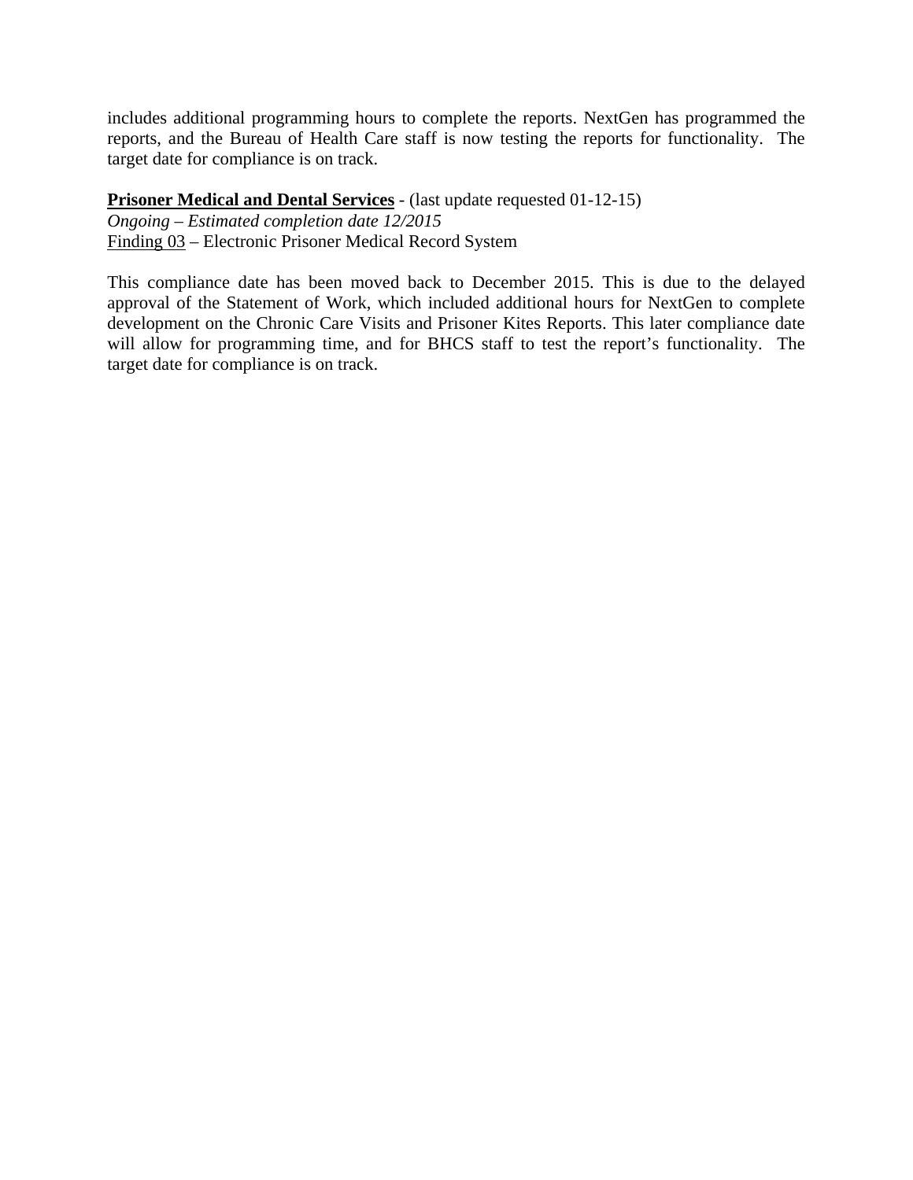includes additional programming hours to complete the reports. NextGen has programmed the reports, and the Bureau of Health Care staff is now testing the reports for functionality. The target date for compliance is on track.

**Prisoner Medical and Dental Services** - (last update requested 01-12-15)
*Ongoing – Estimated completion date 12/2015*
Finding 03 – Electronic Prisoner Medical Record System

This compliance date has been moved back to December 2015. This is due to the delayed approval of the Statement of Work, which included additional hours for NextGen to complete development on the Chronic Care Visits and Prisoner Kites Reports. This later compliance date will allow for programming time, and for BHCS staff to test the report's functionality. The target date for compliance is on track.